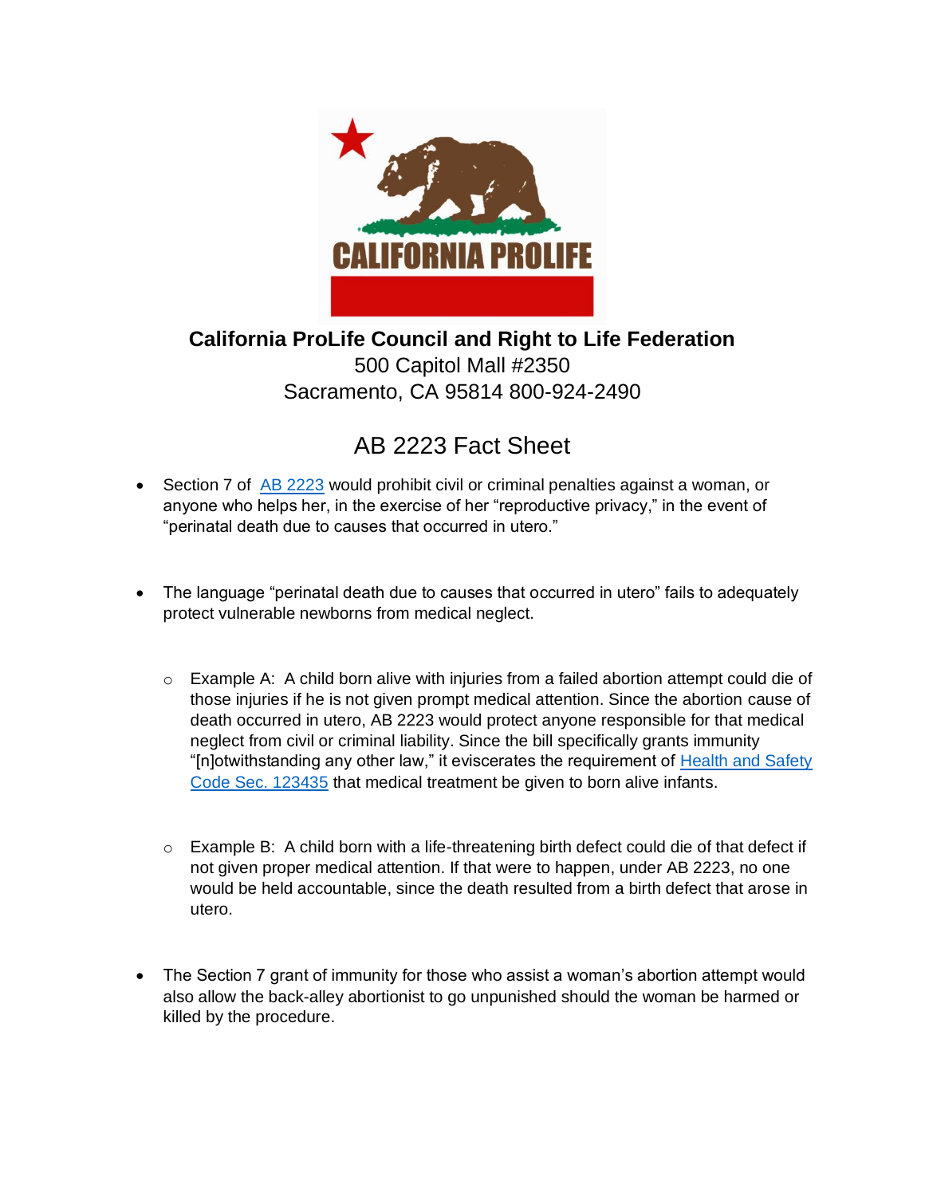CALIFORNIA PROLIFE

**California ProLife Council and Right to Life Federation**
500 Capitol Mall #2350
Sacramento, CA 95814 800-924-2490

# AB 2223 Fact Sheet

- Section 7 of [AB 2223] would prohibit civil or criminal penalties against a woman, or anyone who helps her, in the exercise of her "reproductive privacy," in the event of "perinatal death due to causes that occurred in utero."

- The language "perinatal death due to causes that occurred in utero" fails to adequately protect vulnerable newborns from medical neglect.

    - Example A: A child born alive with injuries from a failed abortion attempt could die of those injuries if he is not given prompt medical attention. Since the abortion cause of death occurred in utero, AB 2223 would protect anyone responsible for that medical neglect from civil or criminal liability. Since the bill specifically grants immunity "[n]otwithstanding any other law," it eviscerates the requirement of Health and Safety Code Sec. 123435 that medical treatment be given to born alive infants.

    - Example B: A child born with a life-threatening birth defect could die of that defect if not given proper medical attention. If that were to happen, under AB 2223, no one would be held accountable, since the death resulted from a birth defect that arose in utero.

- The Section 7 grant of immunity for those who assist a woman's abortion attempt would also allow the back-alley abortionist to go unpunished should the woman be harmed or killed by the procedure.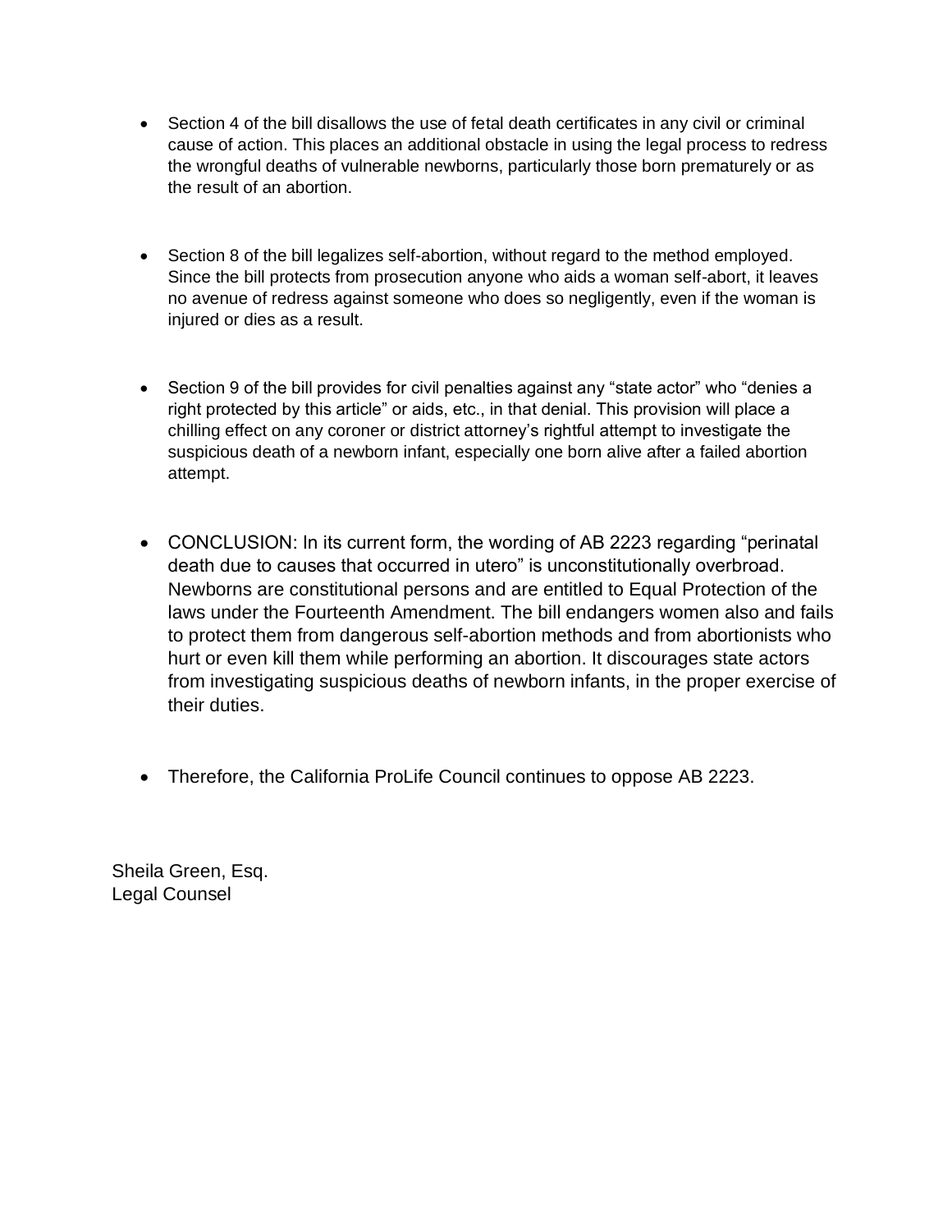- Section 4 of the bill disallows the use of fetal death certificates in any civil or criminal cause of action. This places an additional obstacle in using the legal process to redress the wrongful deaths of vulnerable newborns, particularly those born prematurely or as the result of an abortion.

- Section 8 of the bill legalizes self-abortion, without regard to the method employed. Since the bill protects from prosecution anyone who aids a woman self-abort, it leaves no avenue of redress against someone who does so negligently, even if the woman is injured or dies as a result.

- Section 9 of the bill provides for civil penalties against any "state actor" who "denies a right protected by this article" or aids, etc., in that denial. This provision will place a chilling effect on any coroner or district attorney's rightful attempt to investigate the suspicious death of a newborn infant, especially one born alive after a failed abortion attempt.

- CONCLUSION: In its current form, the wording of AB 2223 regarding "perinatal death due to causes that occurred in utero" is unconstitutionally overbroad. Newborns are constitutional persons and are entitled to Equal Protection of the laws under the Fourteenth Amendment. The bill endangers women also and fails to protect them from dangerous self-abortion methods and from abortionists who hurt or even kill them while performing an abortion. It discourages state actors from investigating suspicious deaths of newborn infants, in the proper exercise of their duties.

- Therefore, the California ProLife Council continues to oppose AB 2223.

Sheila Green, Esq.
Legal Counsel